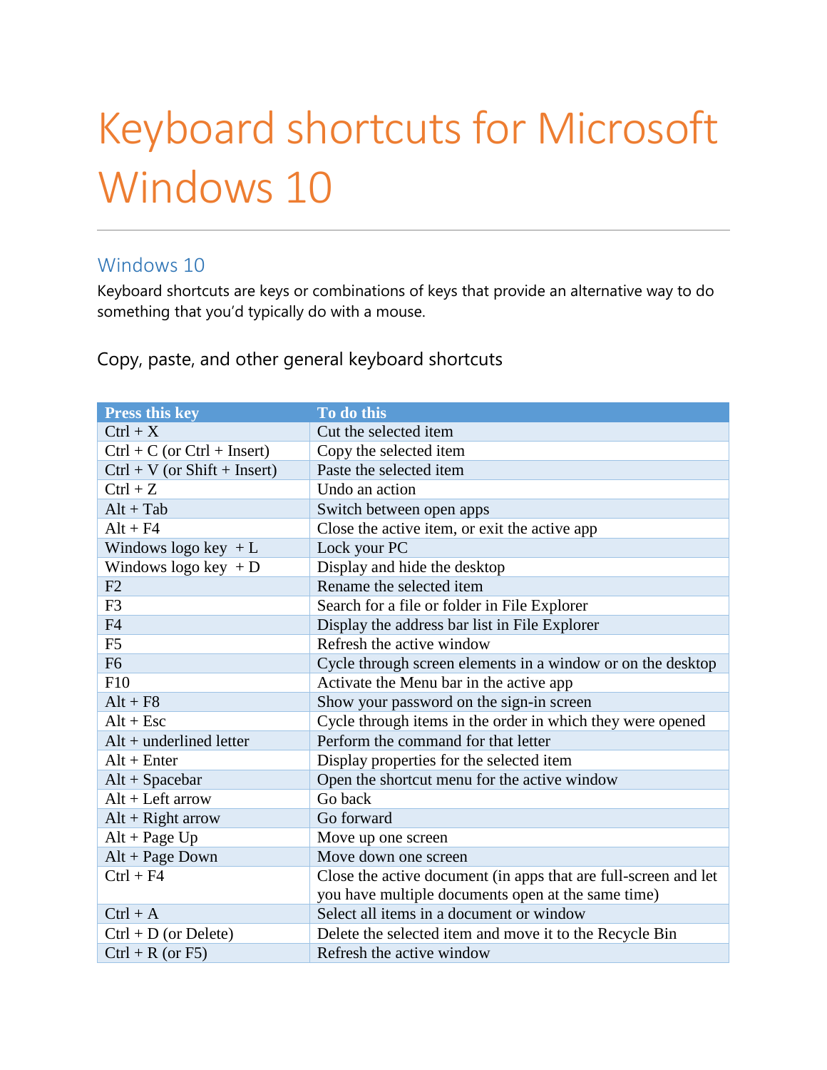# Keyboard shortcuts for Microsoft Windows 10

## Windows 10

Keyboard shortcuts are keys or combinations of keys that provide an alternative way to do something that you'd typically do with a mouse.

### Copy, paste, and other general keyboard shortcuts

| Press this key | To do this |
|---|---|
| Ctrl + X | Cut the selected item |
| Ctrl + C (or Ctrl + Insert) | Copy the selected item |
| Ctrl + V (or Shift + Insert) | Paste the selected item |
| Ctrl + Z | Undo an action |
| Alt + Tab | Switch between open apps |
| Alt + F4 | Close the active item, or exit the active app |
| Windows logo key + L | Lock your PC |
| Windows logo key + D | Display and hide the desktop |
| F2 | Rename the selected item |
| F3 | Search for a file or folder in File Explorer |
| F4 | Display the address bar list in File Explorer |
| F5 | Refresh the active window |
| F6 | Cycle through screen elements in a window or on the desktop |
| F10 | Activate the Menu bar in the active app |
| Alt + F8 | Show your password on the sign-in screen |
| Alt + Esc | Cycle through items in the order in which they were opened |
| Alt + underlined letter | Perform the command for that letter |
| Alt + Enter | Display properties for the selected item |
| Alt + Spacebar | Open the shortcut menu for the active window |
| Alt + Left arrow | Go back |
| Alt + Right arrow | Go forward |
| Alt + Page Up | Move up one screen |
| Alt + Page Down | Move down one screen |
| Ctrl + F4 | Close the active document (in apps that are full-screen and let you have multiple documents open at the same time) |
| Ctrl + A | Select all items in a document or window |
| Ctrl + D (or Delete) | Delete the selected item and move it to the Recycle Bin |
| Ctrl + R (or F5) | Refresh the active window |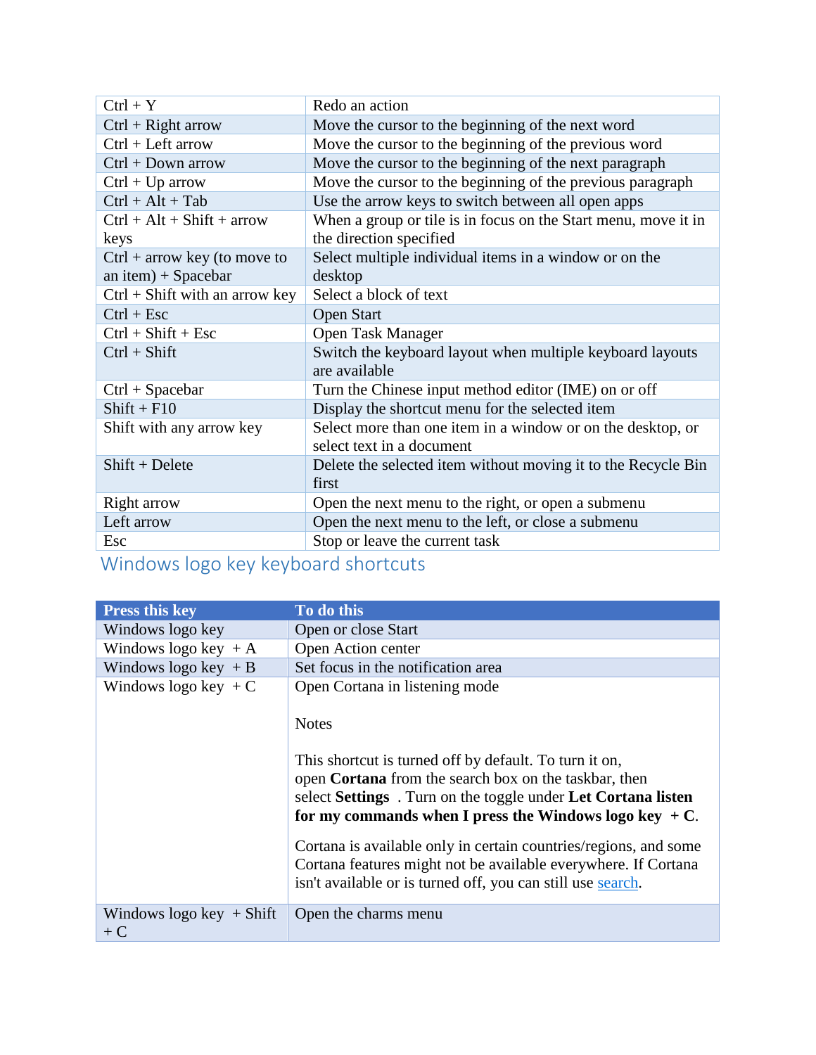| | |
|---|---|
| Ctrl + Y | Redo an action |
| Ctrl + Right arrow | Move the cursor to the beginning of the next word |
| Ctrl + Left arrow | Move the cursor to the beginning of the previous word |
| Ctrl + Down arrow | Move the cursor to the beginning of the next paragraph |
| Ctrl + Up arrow | Move the cursor to the beginning of the previous paragraph |
| Ctrl + Alt + Tab | Use the arrow keys to switch between all open apps |
| Ctrl + Alt + Shift + arrow keys | When a group or tile is in focus on the Start menu, move it in the direction specified |
| Ctrl + arrow key (to move to an item) + Spacebar | Select multiple individual items in a window or on the desktop |
| Ctrl + Shift with an arrow key | Select a block of text |
| Ctrl + Esc | Open Start |
| Ctrl + Shift + Esc | Open Task Manager |
| Ctrl + Shift | Switch the keyboard layout when multiple keyboard layouts are available |
| Ctrl + Spacebar | Turn the Chinese input method editor (IME) on or off |
| Shift + F10 | Display the shortcut menu for the selected item |
| Shift with any arrow key | Select more than one item in a window or on the desktop, or select text in a document |
| Shift + Delete | Delete the selected item without moving it to the Recycle Bin first |
| Right arrow | Open the next menu to the right, or open a submenu |
| Left arrow | Open the next menu to the left, or close a submenu |
| Esc | Stop or leave the current task |

## Windows logo key keyboard shortcuts

| Press this key | To do this |
|---|---|
| Windows logo key | Open or close Start |
| Windows logo key + A | Open Action center |
| Windows logo key + B | Set focus in the notification area |
| Windows logo key + C | Open Cortana in listening mode<br><br>Notes<br><br>This shortcut is turned off by default. To turn it on, open **Cortana** from the search box on the taskbar, then select **Settings** . Turn on the toggle under **Let Cortana listen for my commands when I press the Windows logo key + C**.<br><br>Cortana is available only in certain countries/regions, and some Cortana features might not be available everywhere. If Cortana isn't available or is turned off, you can still use search. |
| Windows logo key + Shift + C | Open the charms menu |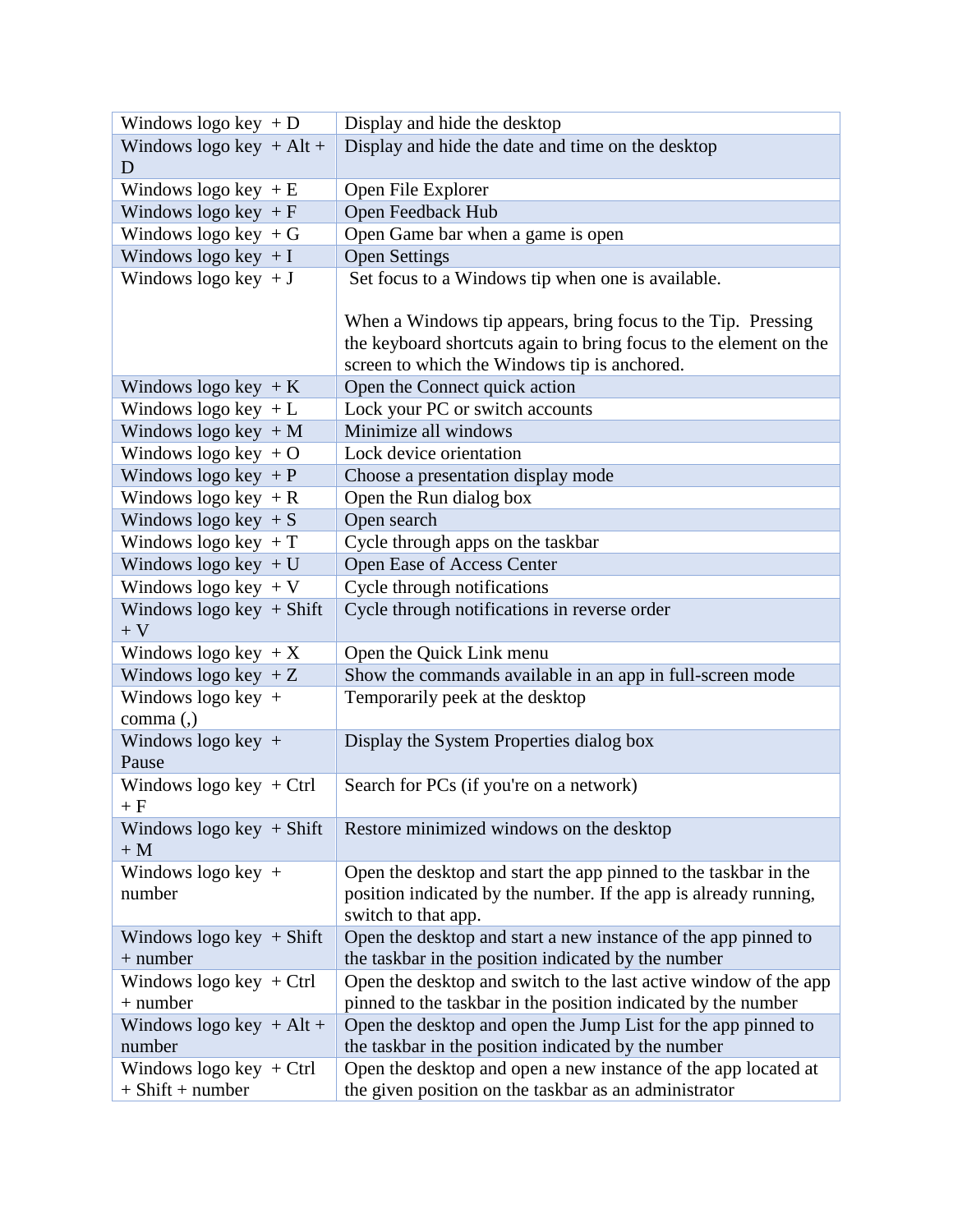| Windows logo key + D | Display and hide the desktop |
|---|---|
| Windows logo key + Alt + D | Display and hide the date and time on the desktop |
| Windows logo key + E | Open File Explorer |
| Windows logo key + F | Open Feedback Hub |
| Windows logo key + G | Open Game bar when a game is open |
| Windows logo key + I | Open Settings |
| Windows logo key + J | Set focus to a Windows tip when one is available.<br><br>When a Windows tip appears, bring focus to the Tip. Pressing the keyboard shortcuts again to bring focus to the element on the screen to which the Windows tip is anchored. |
| Windows logo key + K | Open the Connect quick action |
| Windows logo key + L | Lock your PC or switch accounts |
| Windows logo key + M | Minimize all windows |
| Windows logo key + O | Lock device orientation |
| Windows logo key + P | Choose a presentation display mode |
| Windows logo key + R | Open the Run dialog box |
| Windows logo key + S | Open search |
| Windows logo key + T | Cycle through apps on the taskbar |
| Windows logo key + U | Open Ease of Access Center |
| Windows logo key + V | Cycle through notifications |
| Windows logo key + Shift + V | Cycle through notifications in reverse order |
| Windows logo key + X | Open the Quick Link menu |
| Windows logo key + Z | Show the commands available in an app in full-screen mode |
| Windows logo key + comma (,) | Temporarily peek at the desktop |
| Windows logo key + Pause | Display the System Properties dialog box |
| Windows logo key + Ctrl + F | Search for PCs (if you're on a network) |
| Windows logo key + Shift + M | Restore minimized windows on the desktop |
| Windows logo key + number | Open the desktop and start the app pinned to the taskbar in the position indicated by the number. If the app is already running, switch to that app. |
| Windows logo key + Shift + number | Open the desktop and start a new instance of the app pinned to the taskbar in the position indicated by the number |
| Windows logo key + Ctrl + number | Open the desktop and switch to the last active window of the app pinned to the taskbar in the position indicated by the number |
| Windows logo key + Alt + number | Open the desktop and open the Jump List for the app pinned to the taskbar in the position indicated by the number |
| Windows logo key + Ctrl + Shift + number | Open the desktop and open a new instance of the app located at the given position on the taskbar as an administrator |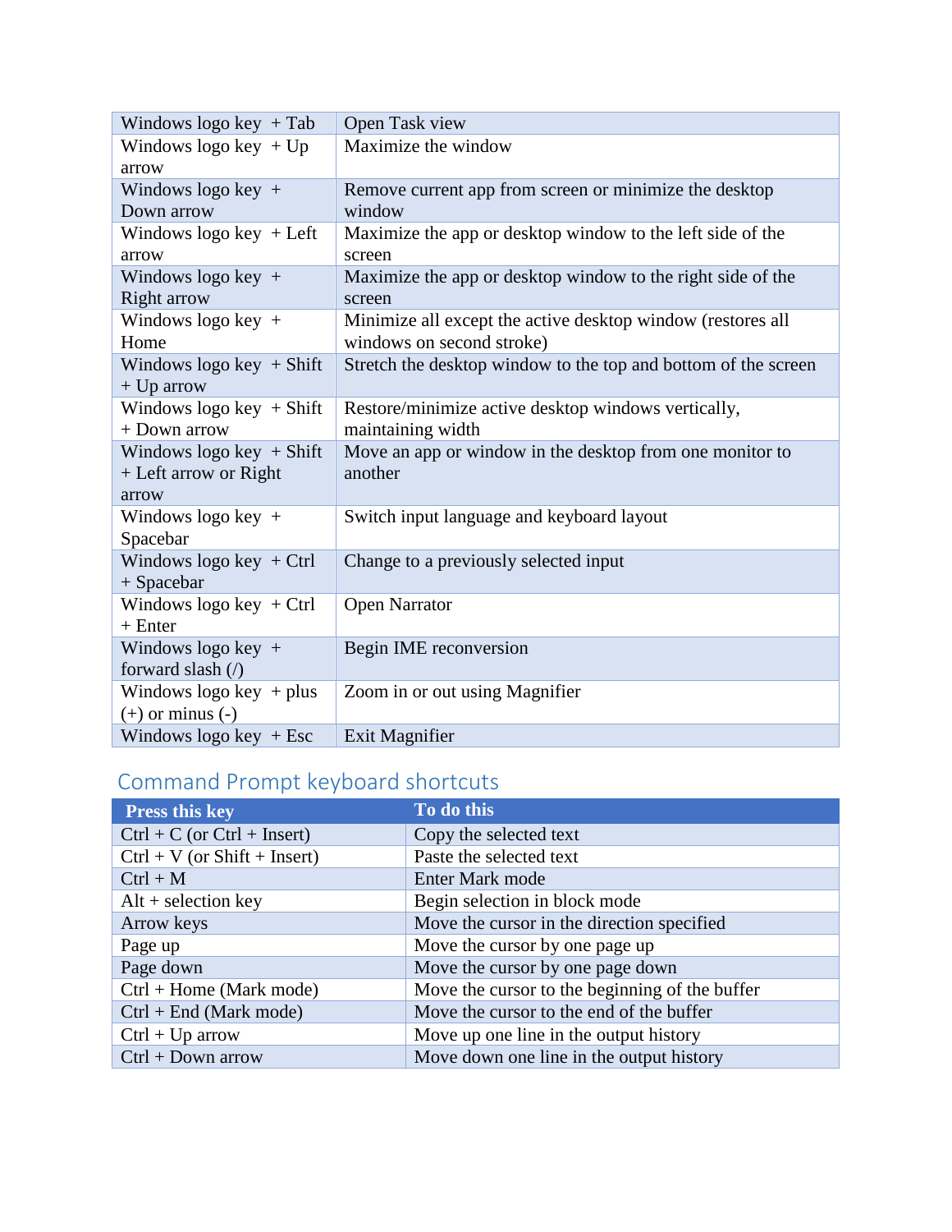| | |
|---|---|
| Windows logo key + Tab | Open Task view |
| Windows logo key + Up arrow | Maximize the window |
| Windows logo key + Down arrow | Remove current app from screen or minimize the desktop window |
| Windows logo key + Left arrow | Maximize the app or desktop window to the left side of the screen |
| Windows logo key + Right arrow | Maximize the app or desktop window to the right side of the screen |
| Windows logo key + Home | Minimize all except the active desktop window (restores all windows on second stroke) |
| Windows logo key + Shift + Up arrow | Stretch the desktop window to the top and bottom of the screen |
| Windows logo key + Shift + Down arrow | Restore/minimize active desktop windows vertically, maintaining width |
| Windows logo key + Shift + Left arrow or Right arrow | Move an app or window in the desktop from one monitor to another |
| Windows logo key + Spacebar | Switch input language and keyboard layout |
| Windows logo key + Ctrl + Spacebar | Change to a previously selected input |
| Windows logo key + Ctrl + Enter | Open Narrator |
| Windows logo key + forward slash (/) | Begin IME reconversion |
| Windows logo key + plus (+) or minus (-) | Zoom in or out using Magnifier |
| Windows logo key + Esc | Exit Magnifier |

## Command Prompt keyboard shortcuts

| Press this key | To do this |
|---|---|
| Ctrl + C (or Ctrl + Insert) | Copy the selected text |
| Ctrl + V (or Shift + Insert) | Paste the selected text |
| Ctrl + M | Enter Mark mode |
| Alt + selection key | Begin selection in block mode |
| Arrow keys | Move the cursor in the direction specified |
| Page up | Move the cursor by one page up |
| Page down | Move the cursor by one page down |
| Ctrl + Home (Mark mode) | Move the cursor to the beginning of the buffer |
| Ctrl + End (Mark mode) | Move the cursor to the end of the buffer |
| Ctrl + Up arrow | Move up one line in the output history |
| Ctrl + Down arrow | Move down one line in the output history |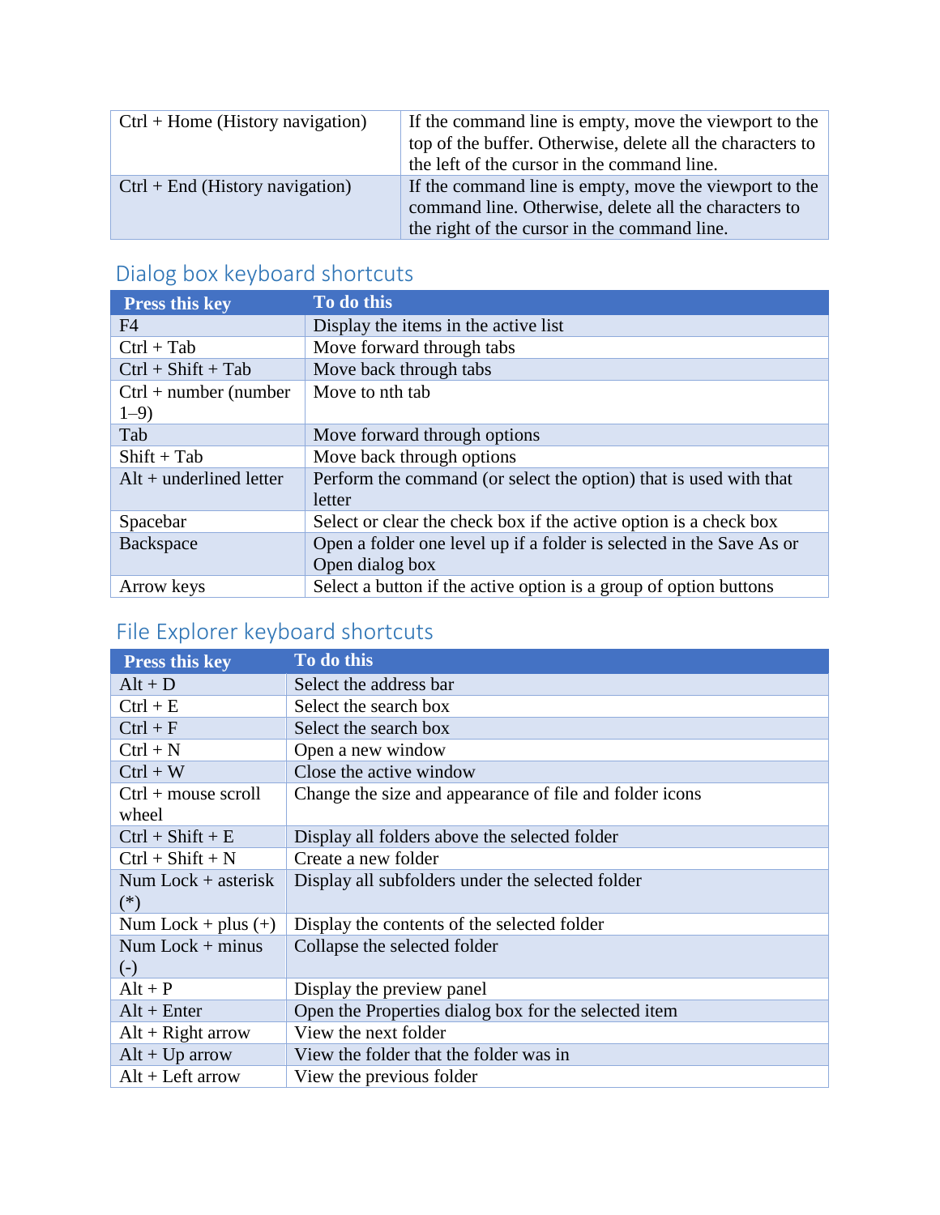| Ctrl + Home (History navigation) | If the command line is empty, move the viewport to the top of the buffer. Otherwise, delete all the characters to the left of the cursor in the command line. |
| --- | --- |
| Ctrl + End (History navigation) | If the command line is empty, move the viewport to the command line. Otherwise, delete all the characters to the right of the cursor in the command line. |

## Dialog box keyboard shortcuts

| Press this key | To do this |
| --- | --- |
| F4 | Display the items in the active list |
| Ctrl + Tab | Move forward through tabs |
| Ctrl + Shift + Tab | Move back through tabs |
| Ctrl + number (number 1–9) | Move to nth tab |
| Tab | Move forward through options |
| Shift + Tab | Move back through options |
| Alt + underlined letter | Perform the command (or select the option) that is used with that letter |
| Spacebar | Select or clear the check box if the active option is a check box |
| Backspace | Open a folder one level up if a folder is selected in the Save As or Open dialog box |
| Arrow keys | Select a button if the active option is a group of option buttons |

## File Explorer keyboard shortcuts

| Press this key | To do this |
| --- | --- |
| Alt + D | Select the address bar |
| Ctrl + E | Select the search box |
| Ctrl + F | Select the search box |
| Ctrl + N | Open a new window |
| Ctrl + W | Close the active window |
| Ctrl + mouse scroll wheel | Change the size and appearance of file and folder icons |
| Ctrl + Shift + E | Display all folders above the selected folder |
| Ctrl + Shift + N | Create a new folder |
| Num Lock + asterisk (*) | Display all subfolders under the selected folder |
| Num Lock + plus (+) | Display the contents of the selected folder |
| Num Lock + minus (-) | Collapse the selected folder |
| Alt + P | Display the preview panel |
| Alt + Enter | Open the Properties dialog box for the selected item |
| Alt + Right arrow | View the next folder |
| Alt + Up arrow | View the folder that the folder was in |
| Alt + Left arrow | View the previous folder |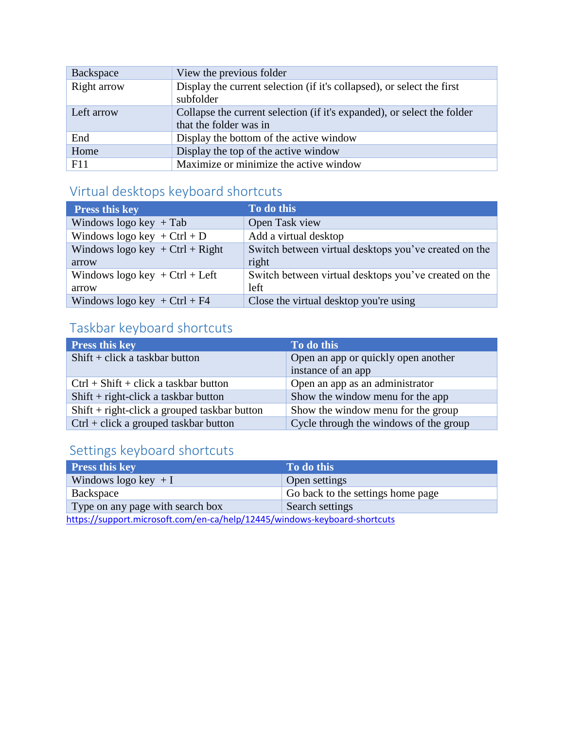| | |
|---|---|
| Backspace | View the previous folder |
| Right arrow | Display the current selection (if it's collapsed), or select the first subfolder |
| Left arrow | Collapse the current selection (if it's expanded), or select the folder that the folder was in |
| End | Display the bottom of the active window |
| Home | Display the top of the active window |
| F11 | Maximize or minimize the active window |

## Virtual desktops keyboard shortcuts

| Press this key | To do this |
|---|---|
| Windows logo key + Tab | Open Task view |
| Windows logo key + Ctrl + D | Add a virtual desktop |
| Windows logo key + Ctrl + Right arrow | Switch between virtual desktops you've created on the right |
| Windows logo key + Ctrl + Left arrow | Switch between virtual desktops you've created on the left |
| Windows logo key + Ctrl + F4 | Close the virtual desktop you're using |

## Taskbar keyboard shortcuts

| Press this key | To do this |
|---|---|
| Shift + click a taskbar button | Open an app or quickly open another instance of an app |
| Ctrl + Shift + click a taskbar button | Open an app as an administrator |
| Shift + right-click a taskbar button | Show the window menu for the app |
| Shift + right-click a grouped taskbar button | Show the window menu for the group |
| Ctrl + click a grouped taskbar button | Cycle through the windows of the group |

## Settings keyboard shortcuts

| Press this key | To do this |
|---|---|
| Windows logo key + I | Open settings |
| Backspace | Go back to the settings home page |
| Type on any page with search box | Search settings |

https://support.microsoft.com/en-ca/help/12445/windows-keyboard-shortcuts